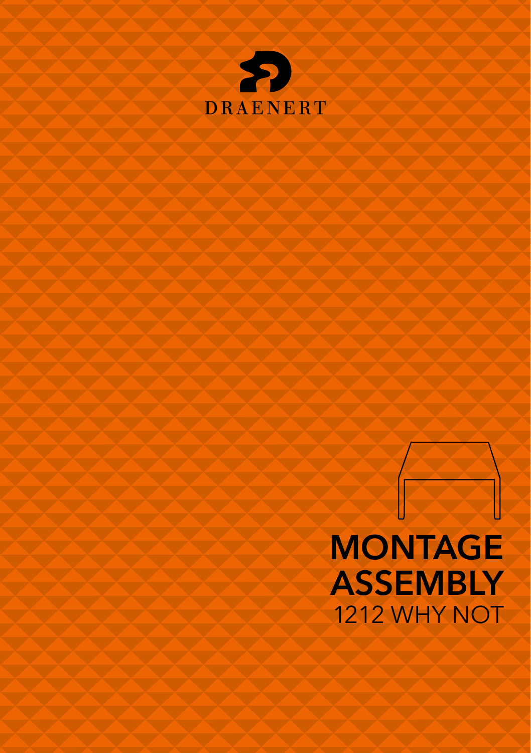DRAENERT

# MONTAGE
# ASSEMBLY
1212 WHY NOT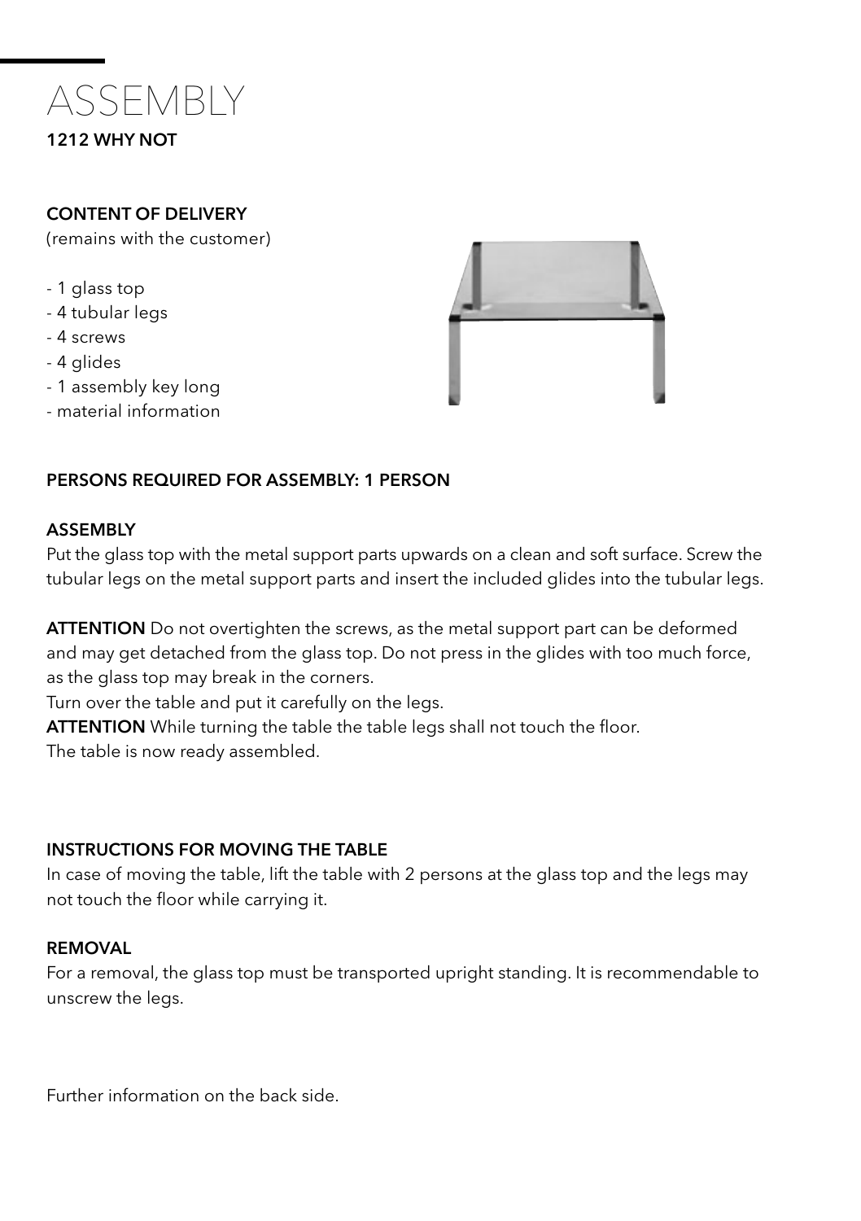# ASSEMBLY

**1212 WHY NOT**

**CONTENT OF DELIVERY**
(remains with the customer)

- 1 glass top
- 4 tubular legs
- 4 screws
- 4 glides
- 1 assembly key long
- material information

**PERSONS REQUIRED FOR ASSEMBLY: 1 PERSON**

**ASSEMBLY**
Put the glass top with the metal support parts upwards on a clean and soft surface. Screw the tubular legs on the metal support parts and insert the included glides into the tubular legs.

**ATTENTION** Do not overtighten the screws, as the metal support part can be deformed and may get detached from the glass top. Do not press in the glides with too much force, as the glass top may break in the corners.
Turn over the table and put it carefully on the legs.
**ATTENTION** While turning the table the table legs shall not touch the floor.
The table is now ready assembled.

**INSTRUCTIONS FOR MOVING THE TABLE**
In case of moving the table, lift the table with 2 persons at the glass top and the legs may not touch the floor while carrying it.

**REMOVAL**
For a removal, the glass top must be transported upright standing. It is recommendable to unscrew the legs.

Further information on the back side.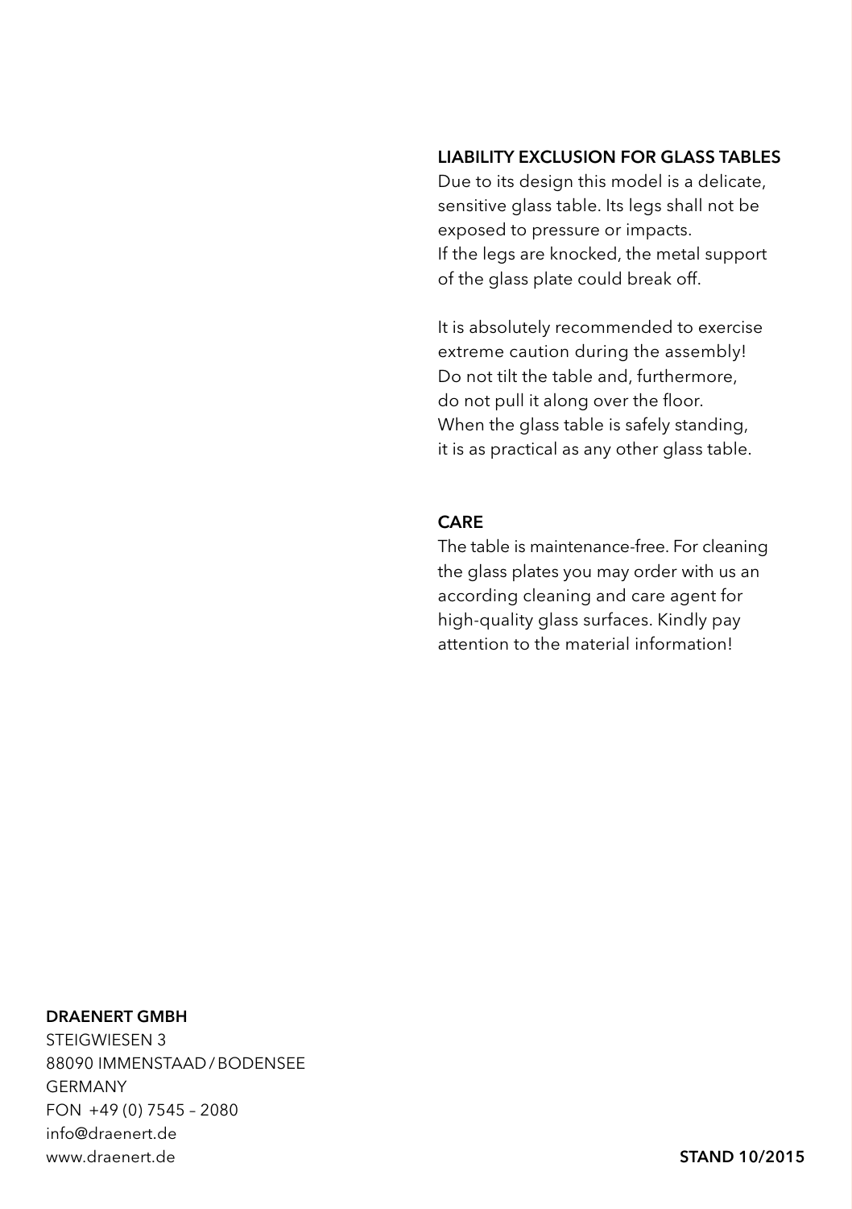## LIABILITY EXCLUSION FOR GLASS TABLES

Due to its design this model is a delicate, sensitive glass table. Its legs shall not be exposed to pressure or impacts.
If the legs are knocked, the metal support of the glass plate could break off.

It is absolutely recommended to exercise extreme caution during the assembly!
Do not tilt the table and, furthermore, do not pull it along over the floor.
When the glass table is safely standing, it is as practical as any other glass table.

## CARE

The table is maintenance-free. For cleaning the glass plates you may order with us an according cleaning and care agent for high-quality glass surfaces. Kindly pay attention to the material information!

**DRAENERT GMBH**
STEIGWIESEN 3
88090 IMMENSTAAD / BODENSEE
GERMANY
FON +49 (0) 7545 – 2080
info@draenert.de
www.draenert.de

**STAND 10/2015**